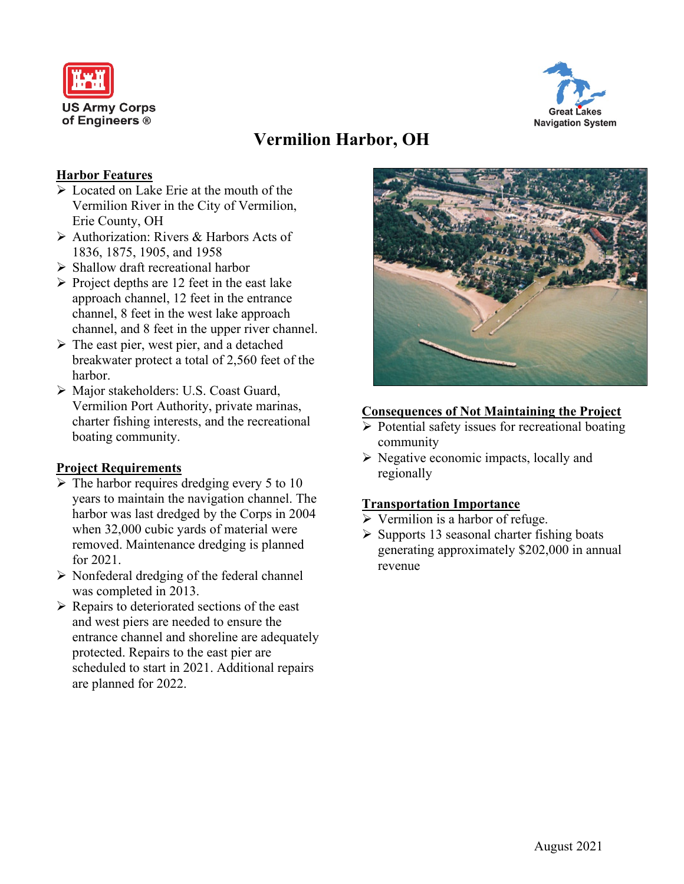US Army Corps of Engineers ®

Great Lakes Navigation System

# Vermilion Harbor, OH

## Harbor Features

- Located on Lake Erie at the mouth of the Vermilion River in the City of Vermilion, Erie County, OH
- Authorization: Rivers & Harbors Acts of 1836, 1875, 1905, and 1958
- Shallow draft recreational harbor
- Project depths are 12 feet in the east lake approach channel, 12 feet in the entrance channel, 8 feet in the west lake approach channel, and 8 feet in the upper river channel.
- The east pier, west pier, and a detached breakwater protect a total of 2,560 feet of the harbor.
- Major stakeholders: U.S. Coast Guard, Vermilion Port Authority, private marinas, charter fishing interests, and the recreational boating community.

## Project Requirements

- The harbor requires dredging every 5 to 10 years to maintain the navigation channel. The harbor was last dredged by the Corps in 2004 when 32,000 cubic yards of material were removed. Maintenance dredging is planned for 2021.
- Nonfederal dredging of the federal channel was completed in 2013.
- Repairs to deteriorated sections of the east and west piers are needed to ensure the entrance channel and shoreline are adequately protected. Repairs to the east pier are scheduled to start in 2021. Additional repairs are planned for 2022.

## Consequences of Not Maintaining the Project

- Potential safety issues for recreational boating community
- Negative economic impacts, locally and regionally

## Transportation Importance

- Vermilion is a harbor of refuge.
- Supports 13 seasonal charter fishing boats generating approximately $202,000 in annual revenue

August 2021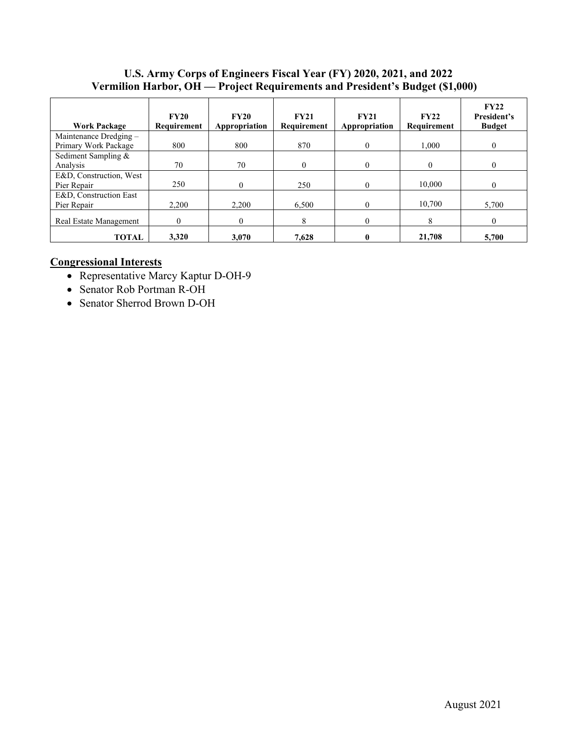**U.S. Army Corps of Engineers Fiscal Year (FY) 2020, 2021, and 2022**
**Vermilion Harbor, OH — Project Requirements and President's Budget ($1,000)**

| Work Package | FY20 Requirement | FY20 Appropriation | FY21 Requirement | FY21 Appropriation | FY22 Requirement | FY22 President's Budget |
|---|---|---|---|---|---|---|
| Maintenance Dredging – Primary Work Package | 800 | 800 | 870 | 0 | 1,000 | 0 |
| Sediment Sampling & Analysis | 70 | 70 | 0 | 0 | 0 | 0 |
| E&D, Construction, West Pier Repair | 250 | 0 | 250 | 0 | 10,000 | 0 |
| E&D, Construction East Pier Repair | 2,200 | 2,200 | 6,500 | 0 | 10,700 | 5,700 |
| Real Estate Management | 0 | 0 | 8 | 0 | 8 | 0 |
| **TOTAL** | **3,320** | **3,070** | **7,628** | **0** | **21,708** | **5,700** |

## Congressional Interests

- Representative Marcy Kaptur D-OH-9
- Senator Rob Portman R-OH
- Senator Sherrod Brown D-OH

August 2021